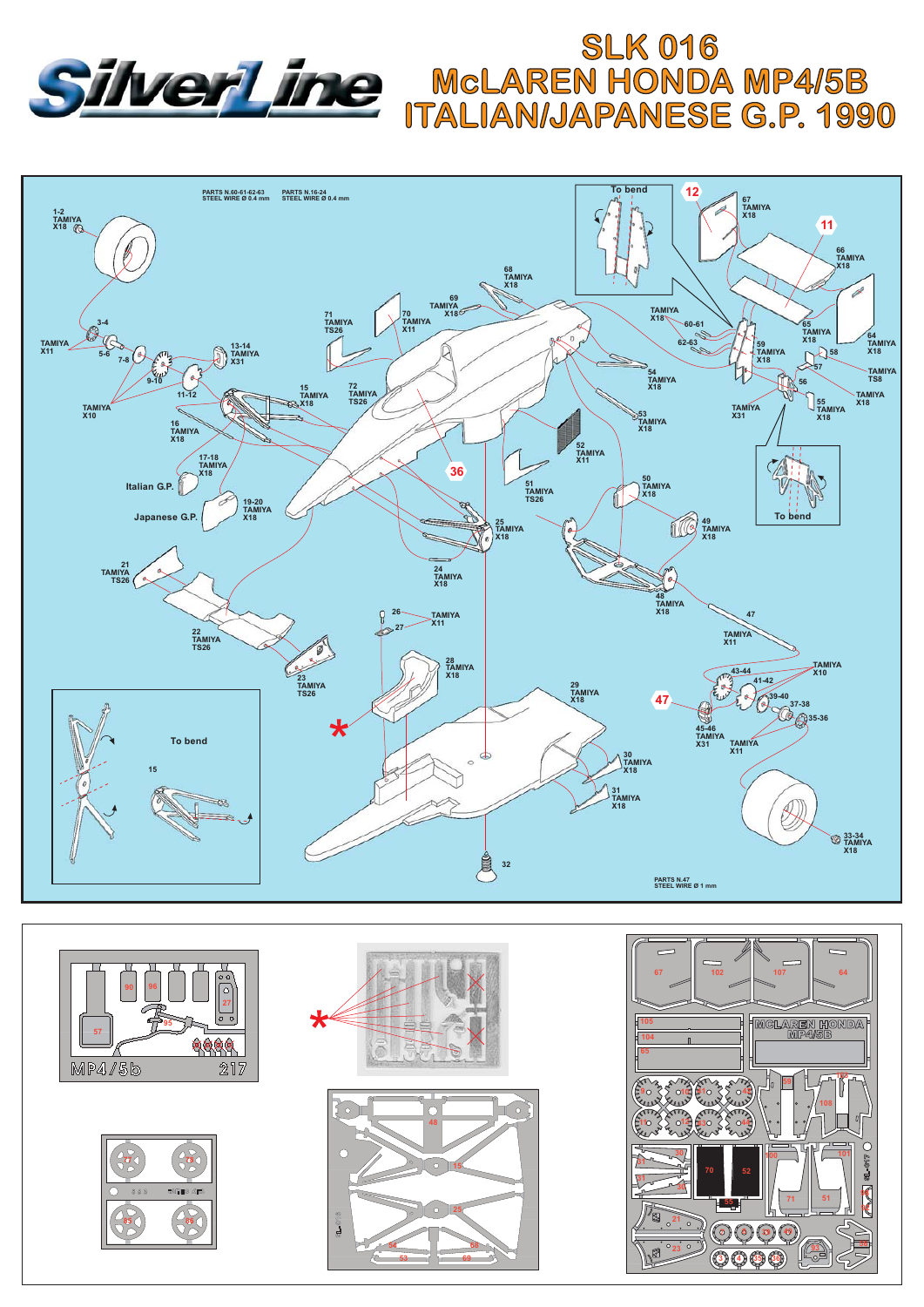# SilverLine

# SLK 016
# McLAREN HONDA MP4/5B
# ITALIAN/JAPANESE G.P. 1990

PARTS N.60-61-62-63 STEEL WIRE Ø 0.4 mm

PARTS N.16-24 STEEL WIRE Ø 0.4 mm

PARTS N.47 STEEL WIRE Ø 1 mm

1-2 TAMIYA X18
3-4
5-6
7-8
9-10
11-12
13-14 TAMIYA X31
15 TAMIYA X18
16 TAMIYA X18
17-18 TAMIYA X18
Italian G.P.
19-20 TAMIYA X18
Japanese G.P.
21 TAMIYA TS26
22 TAMIYA TS26
23 TAMIYA TS26
24 TAMIYA X18
25 TAMIYA X18
26
27 TAMIYA X11
28 TAMIYA X18
29 TAMIYA X18
30 TAMIYA X18
31 TAMIYA X18
32
33-34 TAMIYA X18
35-36
37-38
39-40
41-42
43-44 TAMIYA X10
45-46 TAMIYA X31
TAMIYA X11
47 TAMIYA X11
48 TAMIYA X18
49 TAMIYA X18
50 TAMIYA X18
51 TAMIYA TS26
52 TAMIYA X11
53 TAMIYA X18
54 TAMIYA X18
55 TAMIYA X18
56
57
58
59 TAMIYA X18
60-61
62-63
TAMIYA X18
64 TAMIYA X18
65 TAMIYA X18
66 TAMIYA X18
67 TAMIYA X18
68 TAMIYA X18
69 TAMIYA X18
70 TAMIYA X11
71 TAMIYA TS26
72 TAMIYA TS26
TAMIYA X11
TAMIYA X10
TAMIYA X31
TAMIYA TS8
TAMIYA X18

To bend

To bend

15 To bend

MP4/5b 217

MCLAREN HONDA MP4/5B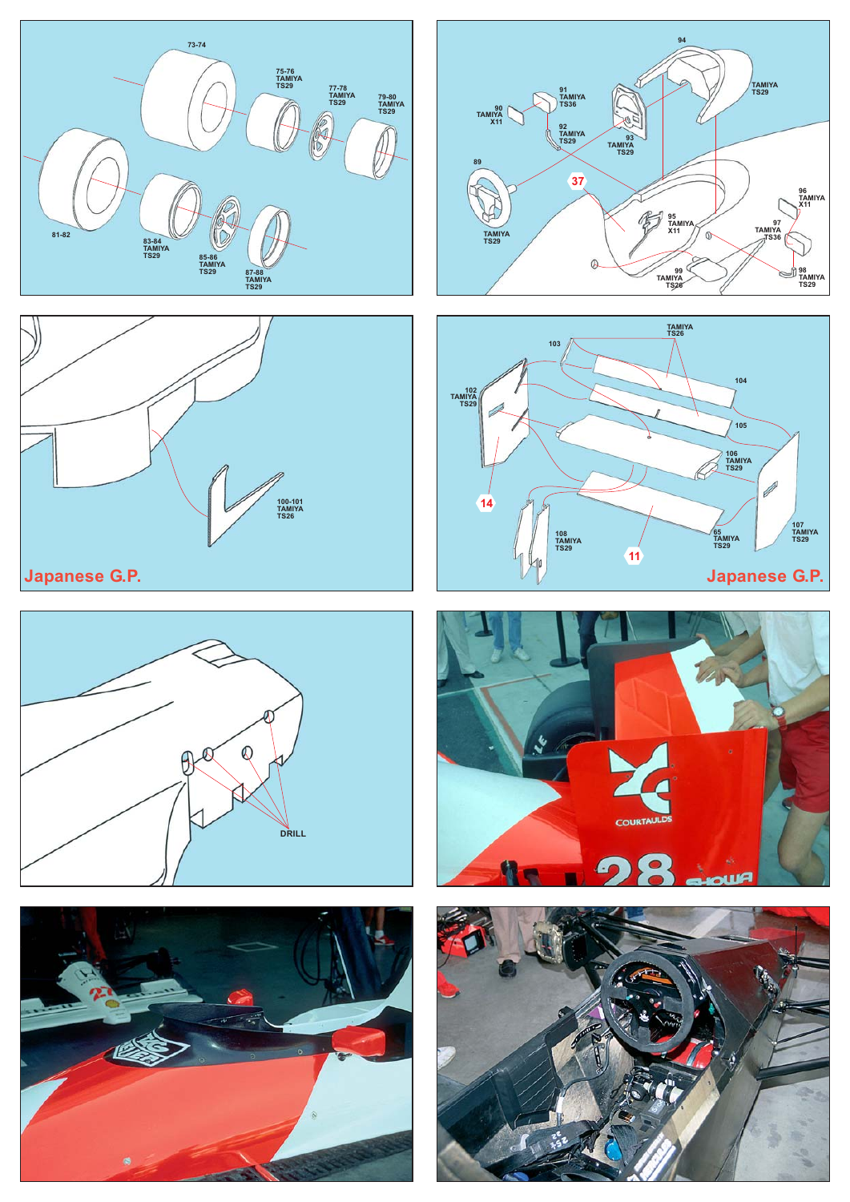73-74

75-76
TAMIYA
TS29

77-78
TAMIYA
TS29

79-80
TAMIYA
TS29

81-82

83-84
TAMIYA
TS29

85-86
TAMIYA
TS29

87-88
TAMIYA
TS29

94

91
TAMIYA
TS36

90
TAMIYA
X11

92
TAMIYA
TS29

93
TAMIYA
TS29

TAMIYA
TS29

89

37

TAMIYA
TS29

95
TAMIYA
X11

96
TAMIYA
X11

97
TAMIYA
TS36

98
TAMIYA
TS29

99
TAMIYA
TS26

100-101
TAMIYA
TS26

Japanese G.P.

TAMIYA
TS26

103

102
TAMIYA
TS29

104

105

106
TAMIYA
TS29

14

108
TAMIYA
TS29

65
TAMIYA
TS29

11

107
TAMIYA
TS29

Japanese G.P.

DRILL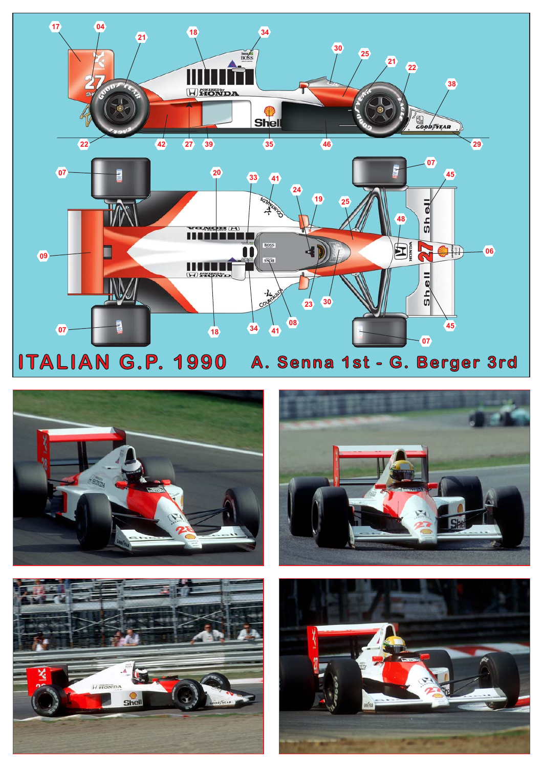ITALIAN G.P. 1990 A. Senna 1st - G. Berger 3rd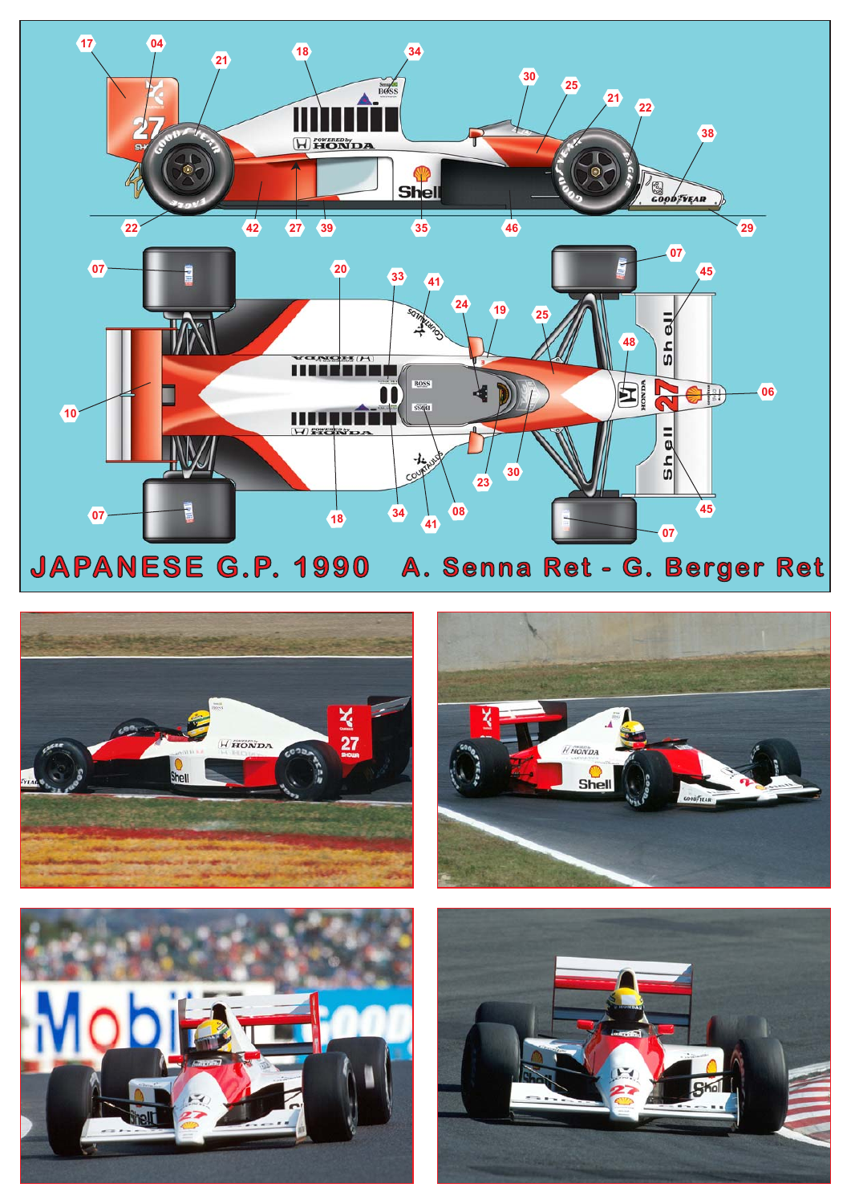JAPANESE G.P. 1990   A. Senna Ret - G. Berger Ret